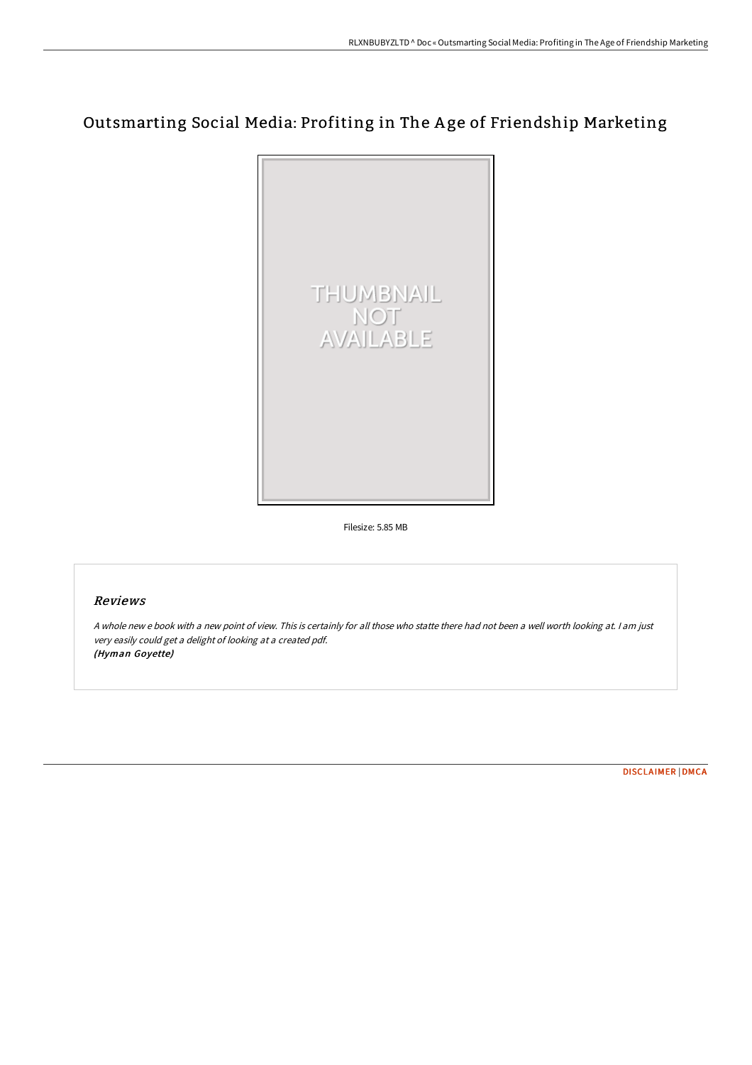# Outsmarting Social Media: Profiting in The Age of Friendship Marketing

Filesize: 5.85 MB

## Reviews

*A whole new e book with a new point of view. This is certainly for all those who statte there had not been a well worth looking at. I am just very easily could get a delight of looking at a created pdf.*
*(Hyman Goyette)*

DISCLAIMER | DMCA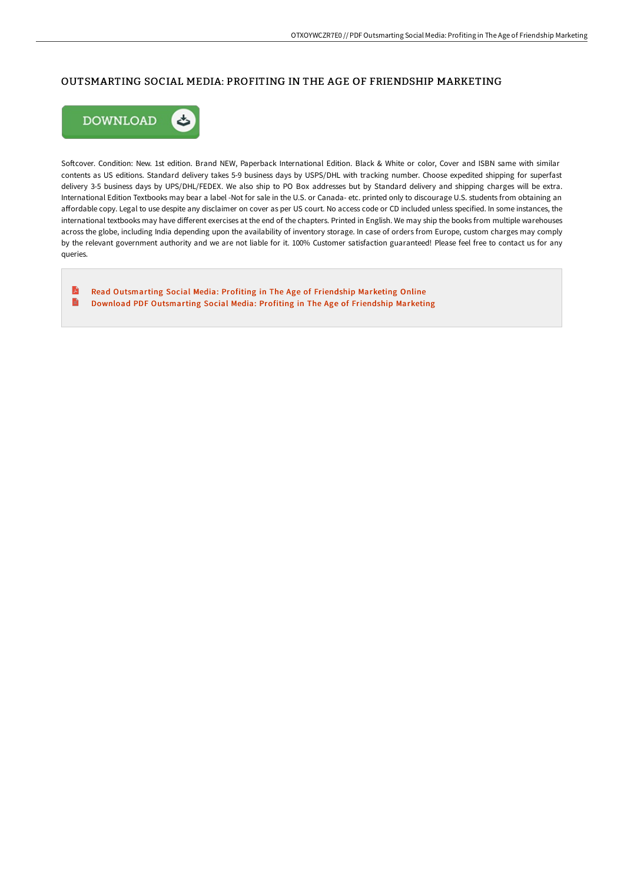# OUTSMARTING SOCIAL MEDIA: PROFITING IN THE AGE OF FRIENDSHIP MARKETING

Softcover. Condition: New. 1st edition. Brand NEW, Paperback International Edition. Black & White or color, Cover and ISBN same with similar contents as US editions. Standard delivery takes 5-9 business days by USPS/DHL with tracking number. Choose expedited shipping for superfast delivery 3-5 business days by UPS/DHL/FEDEX. We also ship to PO Box addresses but by Standard delivery and shipping charges will be extra. International Edition Textbooks may bear a label -Not for sale in the U.S. or Canada- etc. printed only to discourage U.S. students from obtaining an affordable copy. Legal to use despite any disclaimer on cover as per US court. No access code or CD included unless specified. In some instances, the international textbooks may have different exercises at the end of the chapters. Printed in English. We may ship the books from multiple warehouses across the globe, including India depending upon the availability of inventory storage. In case of orders from Europe, custom charges may comply by the relevant government authority and we are not liable for it. 100% Customer satisfaction guaranteed! Please feel free to contact us for any queries.

- Read Outsmarting Social Media: Profiting in The Age of Friendship Marketing Online
- Download PDF Outsmarting Social Media: Profiting in The Age of Friendship Marketing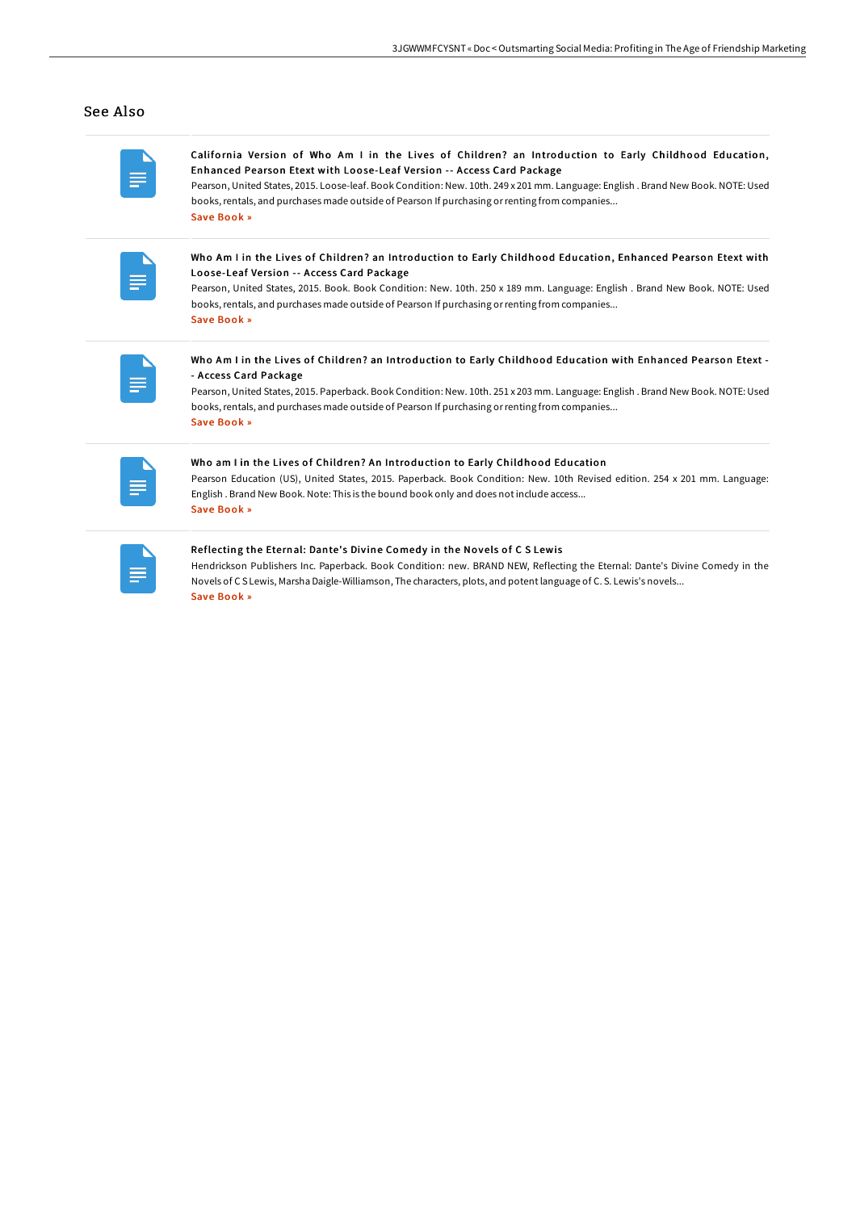## See Also

**California Version of Who Am I in the Lives of Children? an Introduction to Early Childhood Education, Enhanced Pearson Etext with Loose-Leaf Version -- Access Card Package**

Pearson, United States, 2015. Loose-leaf. Book Condition: New. 10th. 249 x 201 mm. Language: English . Brand New Book. NOTE: Used books, rentals, and purchases made outside of Pearson If purchasing or renting from companies...

Save Book »

**Who Am I in the Lives of Children? an Introduction to Early Childhood Education, Enhanced Pearson Etext with Loose-Leaf Version -- Access Card Package**

Pearson, United States, 2015. Book. Book Condition: New. 10th. 250 x 189 mm. Language: English . Brand New Book. NOTE: Used books, rentals, and purchases made outside of Pearson If purchasing or renting from companies...

Save Book »

**Who Am I in the Lives of Children? an Introduction to Early Childhood Education with Enhanced Pearson Etext -- Access Card Package**

Pearson, United States, 2015. Paperback. Book Condition: New. 10th. 251 x 203 mm. Language: English . Brand New Book. NOTE: Used books, rentals, and purchases made outside of Pearson If purchasing or renting from companies...

Save Book »

**Who am I in the Lives of Children? An Introduction to Early Childhood Education**

Pearson Education (US), United States, 2015. Paperback. Book Condition: New. 10th Revised edition. 254 x 201 mm. Language: English . Brand New Book. Note: This is the bound book only and does not include access...

Save Book »

**Reflecting the Eternal: Dante's Divine Comedy in the Novels of C S Lewis**

Hendrickson Publishers Inc. Paperback. Book Condition: new. BRAND NEW, Reflecting the Eternal: Dante's Divine Comedy in the Novels of C S Lewis, Marsha Daigle-Williamson, The characters, plots, and potent language of C. S. Lewis's novels...

Save Book »